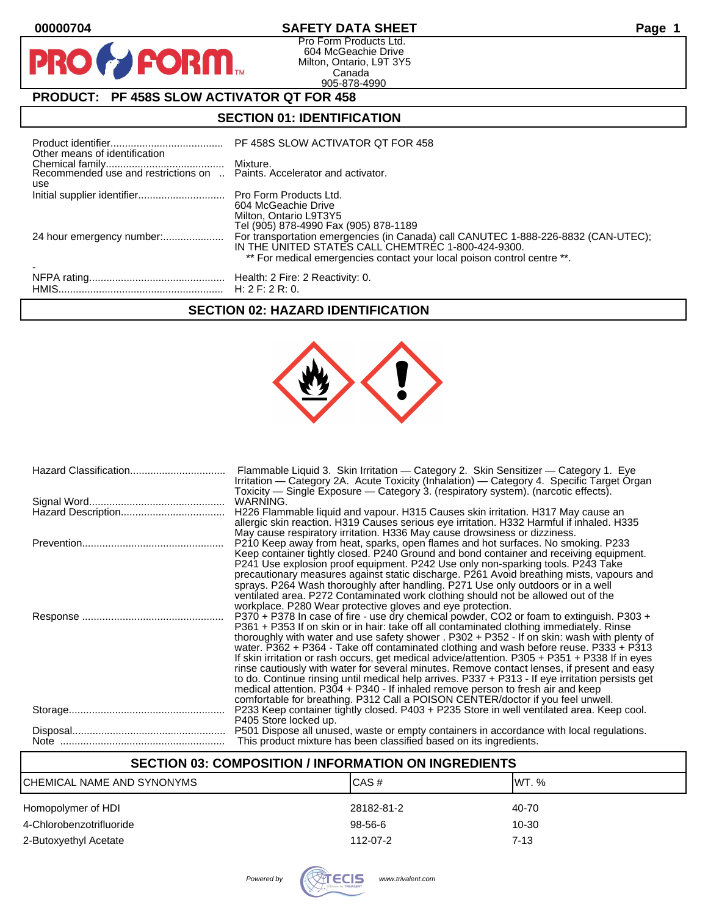# SAFETY DATA SHEET

Pro Form Products Ltd.
604 McGeachie Drive
Milton, Ontario, L9T 3Y5
Canada
905-878-4990

## PRODUCT: PF 458S SLOW ACTIVATOR QT FOR 458

## SECTION 01: IDENTIFICATION

| | |
|---|---|
| Product identifier | PF 458S SLOW ACTIVATOR QT FOR 458 |
| Other means of identification | |
| Chemical family | Mixture. |
| Recommended use and restrictions on use | Paints. Accelerator and activator. |
| Initial supplier identifier | Pro Form Products Ltd. 604 McGeachie Drive Milton, Ontario L9T3Y5 Tel (905) 878-4990 Fax (905) 878-1189 |
| 24 hour emergency number: | For transportation emergencies (in Canada) call CANUTEC 1-888-226-8832 (CAN-UTEC); IN THE UNITED STATES CALL CHEMTREC 1-800-424-9300. ** For medical emergencies contact your local poison control centre **. |
| - | |
| NFPA rating | Health: 2 Fire: 2 Reactivity: 0. |
| HMIS | H: 2 F: 2 R: 0. |

## SECTION 02: HAZARD IDENTIFICATION

| | |
|---|---|
| Hazard Classification | Flammable Liquid 3. Skin Irritation — Category 2. Skin Sensitizer — Category 1. Eye Irritation — Category 2A. Acute Toxicity (Inhalation) — Category 4. Specific Target Organ Toxicity — Single Exposure — Category 3. (respiratory system). (narcotic effects). |
| Signal Word | WARNING. |
| Hazard Description | H226 Flammable liquid and vapour. H315 Causes skin irritation. H317 May cause an allergic skin reaction. H319 Causes serious eye irritation. H332 Harmful if inhaled. H335 May cause respiratory irritation. H336 May cause drowsiness or dizziness. |
| Prevention | P210 Keep away from heat, sparks, open flames and hot surfaces. No smoking. P233 Keep container tightly closed. P240 Ground and bond container and receiving equipment. P241 Use explosion proof equipment. P242 Use only non-sparking tools. P243 Take precautionary measures against static discharge. P261 Avoid breathing mists, vapours and sprays. P264 Wash thoroughly after handling. P271 Use only outdoors or in a well ventilated area. P272 Contaminated work clothing should not be allowed out of the workplace. P280 Wear protective gloves and eye protection. |
| Response | P370 + P378 In case of fire - use dry chemical powder, CO2 or foam to extinguish. P303 + P361 + P353 If on skin or in hair: take off all contaminated clothing immediately. Rinse thoroughly with water and use safety shower . P302 + P352 - If on skin: wash with plenty of water. P362 + P364 - Take off contaminated clothing and wash before reuse. P333 + P313 If skin irritation or rash occurs, get medical advice/attention. P305 + P351 + P338 If in eyes rinse cautiously with water for several minutes. Remove contact lenses, if present and easy to do. Continue rinsing until medical help arrives. P337 + P313 - If eye irritation persists get medical attention. P304 + P340 - If inhaled remove person to fresh air and keep comfortable for breathing. P312 Call a POISON CENTER/doctor if you feel unwell. |
| Storage | P233 Keep container tightly closed. P403 + P235 Store in well ventilated area. Keep cool. P405 Store locked up. |
| Disposal | P501 Dispose all unused, waste or empty containers in accordance with local regulations. |
| Note | This product mixture has been classified based on its ingredients. |

## SECTION 03: COMPOSITION / INFORMATION ON INGREDIENTS

| CHEMICAL NAME AND SYNONYMS | CAS # | WT. % |
|---|---|---|
| Homopolymer of HDI | 28182-81-2 | 40-70 |
| 4-Chlorobenzotrifluoride | 98-56-6 | 10-30 |
| 2-Butoxyethyl Acetate | 112-07-2 | 7-13 |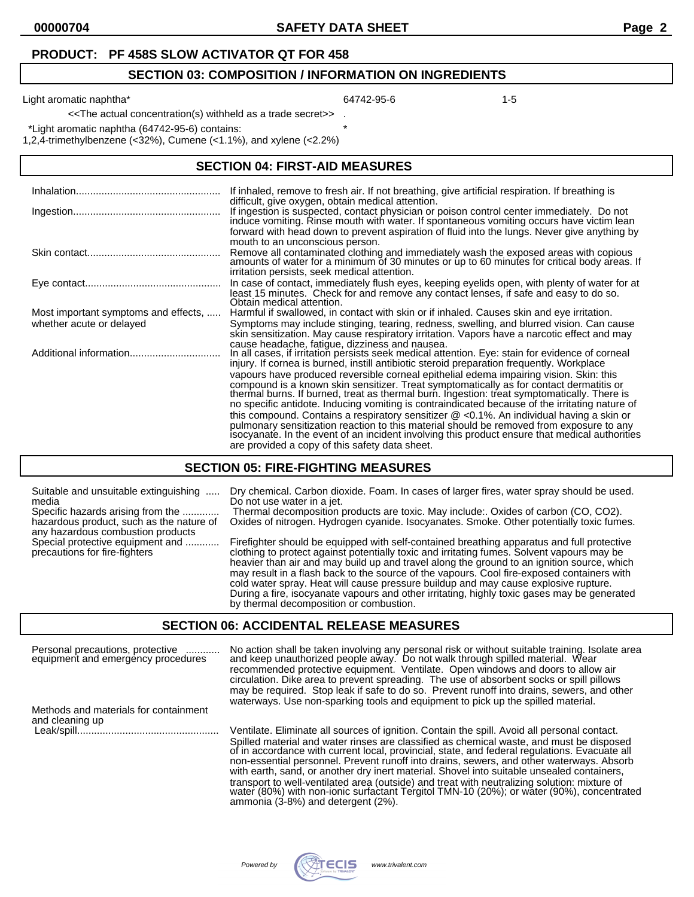**PRODUCT: PF 458S SLOW ACTIVATOR QT FOR 458**

## SECTION 03: COMPOSITION / INFORMATION ON INGREDIENTS

| | | |
|---|---|---|
| Light aromatic naphtha* | 64742-95-6 | 1-5 |

<<The actual concentration(s) withheld as a trade secret>> .

*Light aromatic naphtha (64742-95-6) contains: *
1,2,4-trimethylbenzene (<32%), Cumene (<1.1%), and xylene (<2.2%)

## SECTION 04: FIRST-AID MEASURES

**Inhalation:** If inhaled, remove to fresh air. If not breathing, give artificial respiration. If breathing is difficult, give oxygen, obtain medical attention.

**Ingestion:** If ingestion is suspected, contact physician or poison control center immediately. Do not induce vomiting. Rinse mouth with water. If spontaneous vomiting occurs have victim lean forward with head down to prevent aspiration of fluid into the lungs. Never give anything by mouth to an unconscious person.

**Skin contact:** Remove all contaminated clothing and immediately wash the exposed areas with copious amounts of water for a minimum of 30 minutes or up to 60 minutes for critical body areas. If irritation persists, seek medical attention.

**Eye contact:** In case of contact, immediately flush eyes, keeping eyelids open, with plenty of water for at least 15 minutes. Check for and remove any contact lenses, if safe and easy to do so. Obtain medical attention.

**Most important symptoms and effects, whether acute or delayed:** Harmful if swallowed, in contact with skin or if inhaled. Causes skin and eye irritation. Symptoms may include stinging, tearing, redness, swelling, and blurred vision. Can cause skin sensitization. May cause respiratory irritation. Vapors have a narcotic effect and may cause headache, fatigue, dizziness and nausea.

**Additional information:** In all cases, if irritation persists seek medical attention. Eye: stain for evidence of corneal injury. If cornea is burned, instill antibiotic steroid preparation frequently. Workplace vapours have produced reversible corneal epithelial edema impairing vision. Skin: this compound is a known skin sensitizer. Treat symptomatically as for contact dermatitis or thermal burns. If burned, treat as thermal burn. Ingestion: treat symptomatically. There is no specific antidote. Inducing vomiting is contraindicated because of the irritating nature of this compound. Contains a respiratory sensitizer @ <0.1%. An individual having a skin or pulmonary sensitization reaction to this material should be removed from exposure to any isocyanate. In the event of an incident involving this product ensure that medical authorities are provided a copy of this safety data sheet.

## SECTION 05: FIRE-FIGHTING MEASURES

**Suitable and unsuitable extinguishing media:** Dry chemical. Carbon dioxide. Foam. In cases of larger fires, water spray should be used. Do not use water in a jet.

**Specific hazards arising from the hazardous product, such as the nature of any hazardous combustion products:** Thermal decomposition products are toxic. May include:. Oxides of carbon (CO, $CO_2$). Oxides of nitrogen. Hydrogen cyanide. Isocyanates. Smoke. Other potentially toxic fumes.

**Special protective equipment and precautions for fire-fighters:** Firefighter should be equipped with self-contained breathing apparatus and full protective clothing to protect against potentially toxic and irritating fumes. Solvent vapours may be heavier than air and may build up and travel along the ground to an ignition source, which may result in a flash back to the source of the vapours. Cool fire-exposed containers with cold water spray. Heat will cause pressure buildup and may cause explosive rupture. During a fire, isocyanate vapours and other irritating, highly toxic gases may be generated by thermal decomposition or combustion.

## SECTION 06: ACCIDENTAL RELEASE MEASURES

**Personal precautions, protective equipment and emergency procedures:** No action shall be taken involving any personal risk or without suitable training. Isolate area and keep unauthorized people away. Do not walk through spilled material. Wear recommended protective equipment. Ventilate. Open windows and doors to allow air circulation. Dike area to prevent spreading. The use of absorbent socks or spill pillows may be required. Stop leak if safe to do so. Prevent runoff into drains, sewers, and other waterways. Use non-sparking tools and equipment to pick up the spilled material.

**Methods and materials for containment and cleaning up**

**Leak/spill:** Ventilate. Eliminate all sources of ignition. Contain the spill. Avoid all personal contact. Spilled material and water rinses are classified as chemical waste, and must be disposed of in accordance with current local, provincial, state, and federal regulations. Evacuate all non-essential personnel. Prevent runoff into drains, sewers, and other waterways. Absorb with earth, sand, or another dry inert material. Shovel into suitable unsealed containers, transport to well-ventilated area (outside) and treat with neutralizing solution: mixture of water (80%) with non-ionic surfactant Tergitol TMN-10 (20%); or water (90%), concentrated ammonia (3-8%) and detergent (2%).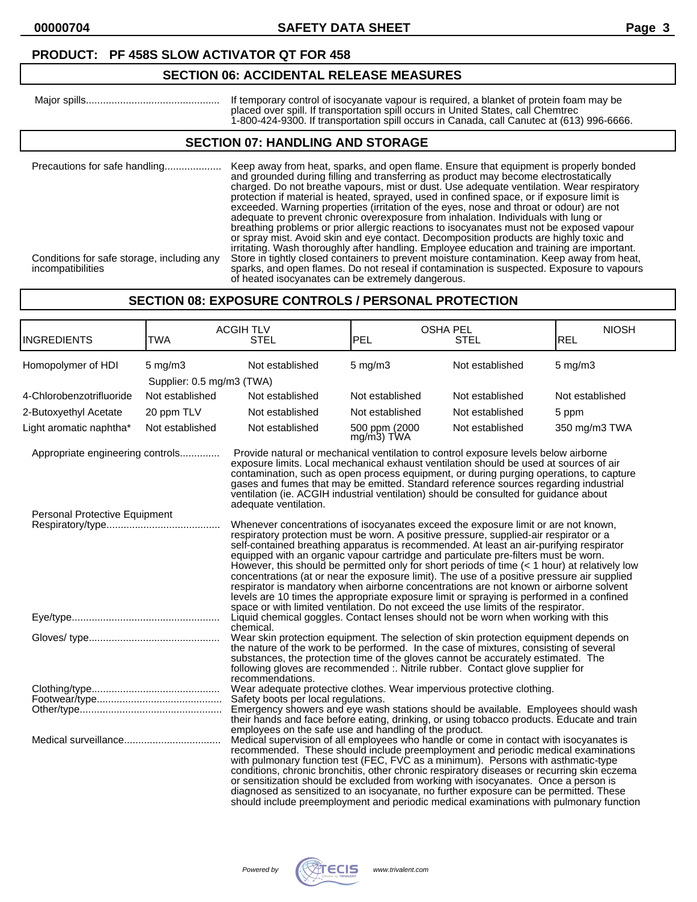**PRODUCT: PF 458S SLOW ACTIVATOR QT FOR 458**

## SECTION 06: ACCIDENTAL RELEASE MEASURES

Major spills............................................... If temporary control of isocyanate vapour is required, a blanket of protein foam may be placed over spill. If transportation spill occurs in United States, call Chemtrec 1-800-424-9300. If transportation spill occurs in Canada, call Canutec at (613) 996-6666.

## SECTION 07: HANDLING AND STORAGE

Precautions for safe handling.................... Keep away from heat, sparks, and open flame. Ensure that equipment is properly bonded and grounded during filling and transferring as product may become electrostatically charged. Do not breathe vapours, mist or dust. Use adequate ventilation. Wear respiratory protection if material is heated, sprayed, used in confined space, or if exposure limit is exceeded. Warning properties (irritation of the eyes, nose and throat or odour) are not adequate to prevent chronic overexposure from inhalation. Individuals with lung or breathing problems or prior allergic reactions to isocyanates must not be exposed vapour or spray mist. Avoid skin and eye contact. Decomposition products are highly toxic and irritating. Wash thoroughly after handling. Employee education and training are important.

Conditions for safe storage, including any incompatibilities: Store in tightly closed containers to prevent moisture contamination. Keep away from heat, sparks, and open flames. Do not reseal if contamination is suspected. Exposure to vapours of heated isocyanates can be extremely dangerous.

## SECTION 08: EXPOSURE CONTROLS / PERSONAL PROTECTION

| INGREDIENTS | ACGIH TLV TWA | ACGIH TLV STEL | OSHA PEL PEL | OSHA PEL STEL | NIOSH REL |
|---|---|---|---|---|---|
| Homopolymer of HDI | 5 mg/m3<br>Supplier: 0.5 mg/m3 (TWA) | Not established | 5 mg/m3 | Not established | 5 mg/m3 |
| 4-Chlorobenzotrifluoride | Not established | Not established | Not established | Not established | Not established |
| 2-Butoxyethyl Acetate | 20 ppm TLV | Not established | Not established | Not established | 5 ppm |
| Light aromatic naphtha* | Not established | Not established | 500 ppm (2000 mg/m3) TWA | Not established | 350 mg/m3 TWA |

Appropriate engineering controls.............. Provide natural or mechanical ventilation to control exposure levels below airborne exposure limits. Local mechanical exhaust ventilation should be used at sources of air contamination, such as open process equipment, or during purging operations, to capture gases and fumes that may be emitted. Standard reference sources regarding industrial ventilation (ie. ACGIH industrial ventilation) should be consulted for guidance about adequate ventilation.

Personal Protective Equipment

Respiratory/type........................................ Whenever concentrations of isocyanates exceed the exposure limit or are not known, respiratory protection must be worn. A positive pressure, supplied-air respirator or a self-contained breathing apparatus is recommended. At least an air-purifying respirator equipped with an organic vapour cartridge and particulate pre-filters must be worn. However, this should be permitted only for short periods of time (< 1 hour) at relatively low concentrations (at or near the exposure limit). The use of a positive pressure air supplied respirator is mandatory when airborne concentrations are not known or airborne solvent levels are 10 times the appropriate exposure limit or spraying is performed in a confined space or with limited ventilation. Do not exceed the use limits of the respirator.

Eye/type.................................................... Liquid chemical goggles. Contact lenses should not be worn when working with this chemical.

Gloves/ type.............................................. Wear skin protection equipment. The selection of skin protection equipment depends on the nature of the work to be performed. In the case of mixtures, consisting of several substances, the protection time of the gloves cannot be accurately estimated. The following gloves are recommended :. Nitrile rubber. Contact glove supplier for recommendations.

Clothing/type............................................. Wear adequate protective clothes. Wear impervious protective clothing.

Footwear/type........................................... Safety boots per local regulations.

Other/type.................................................. Emergency showers and eye wash stations should be available. Employees should wash their hands and face before eating, drinking, or using tobacco products. Educate and train employees on the safe use and handling of the product.

Medical surveillance.................................. Medical supervision of all employees who handle or come in contact with isocyanates is recommended. These should include preemployment and periodic medical examinations with pulmonary function test (FEC, FVC as a minimum). Persons with asthmatic-type conditions, chronic bronchitis, other chronic respiratory diseases or recurring skin eczema or sensitization should be excluded from working with isocyanates. Once a person is diagnosed as sensitized to an isocyanate, no further exposure can be permitted. These should include preemployment and periodic medical examinations with pulmonary function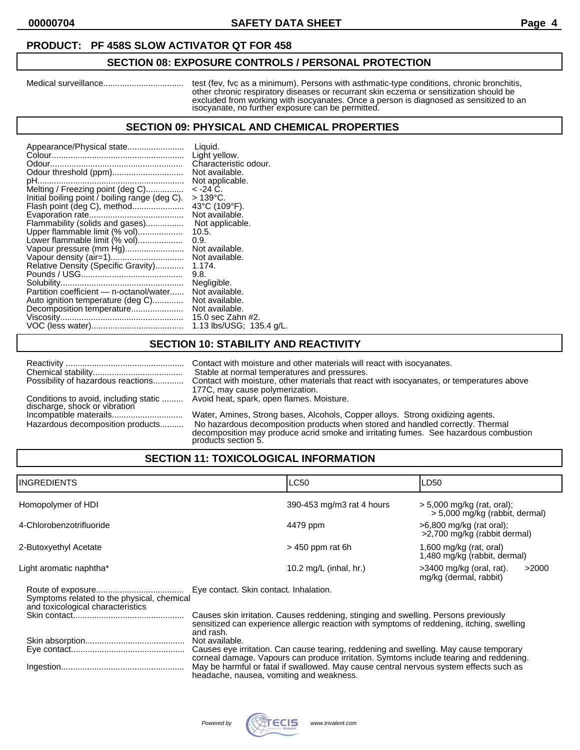**PRODUCT: PF 458S SLOW ACTIVATOR QT FOR 458**

## SECTION 08: EXPOSURE CONTROLS / PERSONAL PROTECTION

Medical surveillance................................. test (fev, fvc as a minimum). Persons with asthmatic-type conditions, chronic bronchitis, other chronic respiratory diseases or recurrant skin eczema or sensitization should be excluded from working with isocyanates. Once a person is diagnosed as sensitized to an isocyanate, no further exposure can be permitted.

## SECTION 09: PHYSICAL AND CHEMICAL PROPERTIES

| | |
|---|---|
| Appearance/Physical state | Liquid. |
| Colour | Light yellow. |
| Odour | Characteristic odour. |
| Odour threshold (ppm) | Not available. |
| pH | Not applicable. |
| Melting / Freezing point (deg C) | < -24 C. |
| Initial boiling point / boiling range (deg C). | > 139°C. |
| Flash point (deg C), method | 43°C (109°F). |
| Evaporation rate | Not available. |
| Flammability (solids and gases) | Not applicable. |
| Upper flammable limit (% vol) | 10.5. |
| Lower flammable limit (% vol) | 0.9. |
| Vapour pressure (mm Hg) | Not available. |
| Vapour density (air=1) | Not available. |
| Relative Density (Specific Gravity) | 1.174. |
| Pounds / USG | 9.8. |
| Solubility | Negligible. |
| Partition coefficient — n-octanol/water | Not available. |
| Auto ignition temperature (deg C) | Not available. |
| Decomposition temperature | Not available. |
| Viscosity | 15.0 sec Zahn #2. |
| VOC (less water) | 1.13 lbs/USG; 135.4 g/L. |

## SECTION 10: STABILITY AND REACTIVITY

| | |
|---|---|
| Reactivity | Contact with moisture and other materials will react with isocyanates. |
| Chemical stability | Stable at normal temperatures and pressures. |
| Possibility of hazardous reactions | Contact with moisture, other materials that react with isocyanates, or temperatures above 177C, may cause polymerization. |
| Conditions to avoid, including static discharge, shock or vibration | Avoid heat, spark, open flames. Moisture. |
| Incompatible materails | Water, Amines, Strong bases, Alcohols, Copper alloys. Strong oxidizing agents. |
| Hazardous decomposition products | No hazardous decomposition products when stored and handled correctly. Thermal decomposition may produce acrid smoke and irritating fumes. See hazardous combustion products section 5. |

## SECTION 11: TOXICOLOGICAL INFORMATION

| INGREDIENTS | LC50 | LD50 |
|---|---|---|
| Homopolymer of HDI | 390-453 mg/m3 rat 4 hours | > 5,000 mg/kg (rat, oral); > 5,000 mg/kg (rabbit, dermal) |
| 4-Chlorobenzotrifluoride | 4479 ppm | >6,800 mg/kg (rat oral); >2,700 mg/kg (rabbit dermal) |
| 2-Butoxyethyl Acetate | > 450 ppm rat 6h | 1,600 mg/kg (rat, oral) 1,480 mg/kg (rabbit, dermal) |
| Light aromatic naphtha* | 10.2 mg/L (inhal, hr.) | >3400 mg/kg (oral, rat). >2000 mg/kg (dermal, rabbit) |

| | |
|---|---|
| Route of exposure | Eye contact. Skin contact. Inhalation. |
| Symptoms related to the physical, chemical and toxicological characteristics | |
| Skin contact | Causes skin irritation. Causes reddening, stinging and swelling. Persons previously sensitized can experience allergic reaction with symptoms of reddening, itching, swelling and rash. |
| Skin absorption | Not available. |
| Eye contact | Causes eye irritation. Can cause tearing, reddening and swelling. May cause temporary corneal damage. Vapours can produce irritation. Symtoms include tearing and reddening. |
| Ingestion | May be harmful or fatal if swallowed. May cause central nervous system effects such as headache, nausea, vomiting and weakness. |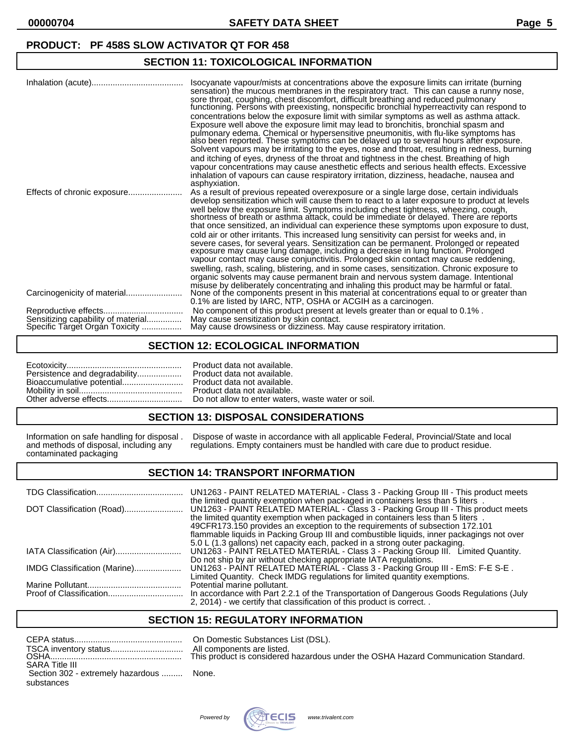**PRODUCT: PF 458S SLOW ACTIVATOR QT FOR 458**

## SECTION 11: TOXICOLOGICAL INFORMATION

| | |
|---|---|
| Inhalation (acute) | Isocyanate vapour/mists at concentrations above the exposure limits can irritate (burning sensation) the mucous membranes in the respiratory tract. This can cause a runny nose, sore throat, coughing, chest discomfort, difficult breathing and reduced pulmonary functioning. Persons with preexisting, nonspecific bronchial hyperreactivity can respond to concentrations below the exposure limit with similar symptoms as well as asthma attack. Exposure well above the exposure limit may lead to bronchitis, bronchial spasm and pulmonary edema. Chemical or hypersensitive pneumonitis, with flu-like symptoms has also been reported. These symptoms can be delayed up to several hours after exposure. Solvent vapours may be irritating to the eyes, nose and throat, resulting in redness, burning and itching of eyes, dryness of the throat and tightness in the chest. Breathing of high vapour concentrations may cause anesthetic effects and serious health effects. Excessive inhalation of vapours can cause respiratory irritation, dizziness, headache, nausea and asphyxiation. |
| Effects of chronic exposure | As a result of previous repeated overexposure or a single large dose, certain individuals develop sensitization which will cause them to react to a later exposure to product at levels well below the exposure limit. Symptoms including chest tightness, wheezing, cough, shortness of breath or asthma attack, could be immediate or delayed. There are reports that once sensitized, an individual can experience these symptoms upon exposure to dust, cold air or other irritants. This increased lung sensitivity can persist for weeks and, in severe cases, for several years. Sensitization can be permanent. Prolonged or repeated exposure may cause lung damage, including a decrease in lung function. Prolonged vapour contact may cause conjunctivitis. Prolonged skin contact may cause reddening, swelling, rash, scaling, blistering, and in some cases, sensitization. Chronic exposure to organic solvents may cause permanent brain and nervous system damage. Intentional misuse by deliberately concentrating and inhaling this product may be harmful or fatal. |
| Carcinogenicity of material | None of the components present in this material at concentrations equal to or greater than 0.1% are listed by IARC, NTP, OSHA or ACGIH as a carcinogen. |
| Reproductive effects | No component of this product present at levels greater than or equal to 0.1% . |
| Sensitizing capability of material | May cause sensitization by skin contact. |
| Specific Target Organ Toxicity | May cause drowsiness or dizziness. May cause respiratory irritation. |

## SECTION 12: ECOLOGICAL INFORMATION

| | |
|---|---|
| Ecotoxicity | Product data not available. |
| Persistence and degradability | Product data not available. |
| Bioaccumulative potential | Product data not available. |
| Mobility in soil | Product data not available. |
| Other adverse effects | Do not allow to enter waters, waste water or soil. |

## SECTION 13: DISPOSAL CONSIDERATIONS

| | |
|---|---|
| Information on safe handling for disposal and methods of disposal, including any contaminated packaging | Dispose of waste in accordance with all applicable Federal, Provincial/State and local regulations. Empty containers must be handled with care due to product residue. |

## SECTION 14: TRANSPORT INFORMATION

| | |
|---|---|
| TDG Classification | UN1263 - PAINT RELATED MATERIAL - Class 3 - Packing Group III - This product meets the limited quantity exemption when packaged in containers less than 5 liters . |
| DOT Classification (Road) | UN1263 - PAINT RELATED MATERIAL - Class 3 - Packing Group III - This product meets the limited quantity exemption when packaged in containers less than 5 liters . 49CFR173.150 provides an exception to the requirements of subsection 172.101 flammable liquids in Packing Group III and combustible liquids, inner packagings not over 5.0 L (1.3 gallons) net capacity each, packed in a strong outer packaging. |
| IATA Classification (Air) | UN1263 - PAINT RELATED MATERIAL - Class 3 - Packing Group III. Limited Quantity. Do not ship by air without checking appropriate IATA regulations. |
| IMDG Classification (Marine) | UN1263 - PAINT RELATED MATERIAL - Class 3 - Packing Group III - EmS: F-E S-E . Limited Quantity. Check IMDG regulations for limited quantity exemptions. |
| Marine Pollutant | Potential marine pollutant. |
| Proof of Classification | In accordance with Part 2.2.1 of the Transportation of Dangerous Goods Regulations (July 2, 2014) - we certify that classification of this product is correct. . |

## SECTION 15: REGULATORY INFORMATION

| | |
|---|---|
| CEPA status | On Domestic Substances List (DSL). |
| TSCA inventory status | All components are listed. |
| OSHA | This product is considered hazardous under the OSHA Hazard Communication Standard. |
| SARA Title III | |
| Section 302 - extremely hazardous substances | None. |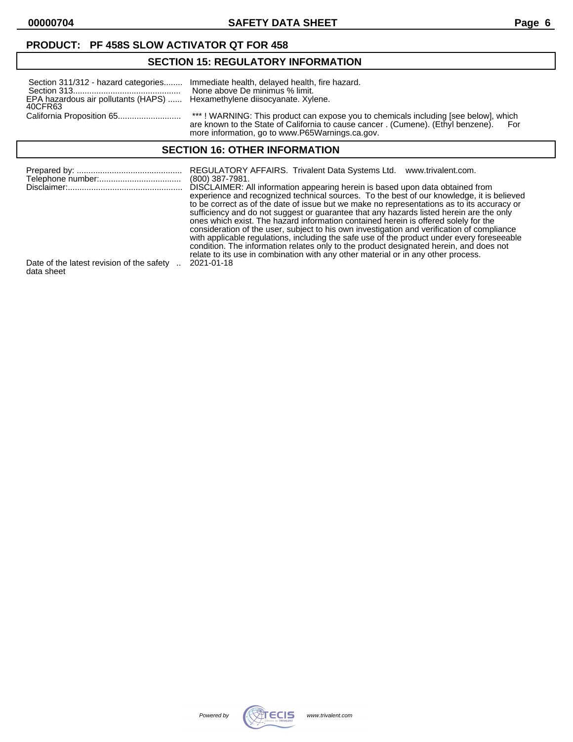**PRODUCT: PF 458S SLOW ACTIVATOR QT FOR 458**

## SECTION 15: REGULATORY INFORMATION

| | |
|---|---|
| Section 311/312 - hazard categories........ | Immediate health, delayed health, fire hazard. |
| Section 313............................................. | None above De minimus % limit. |
| EPA hazardous air pollutants (HAPS) ...... 40CFR63 | Hexamethylene diisocyanate. Xylene. |
| California Proposition 65........................... | *** ! WARNING: This product can expose you to chemicals including [see below], which are known to the State of California to cause cancer . (Cumene). (Ethyl benzene). For more information, go to www.P65Warnings.ca.gov. |

## SECTION 16: OTHER INFORMATION

| | |
|---|---|
| Prepared by: ............................................. | REGULATORY AFFAIRS. Trivalent Data Systems Ltd. www.trivalent.com. |
| Telephone number:................................... | (800) 387-7981. |
| Disclaimer:................................................. | DISCLAIMER: All information appearing herein is based upon data obtained from experience and recognized technical sources. To the best of our knowledge, it is believed to be correct as of the date of issue but we make no representations as to its accuracy or sufficiency and do not suggest or guarantee that any hazards listed herein are the only ones which exist. The hazard information contained herein is offered solely for the consideration of the user, subject to his own investigation and verification of compliance with applicable regulations, including the safe use of the product under every foreseeable condition. The information relates only to the product designated herein, and does not relate to its use in combination with any other material or in any other process. |
| Date of the latest revision of the safety .. data sheet | 2021-01-18 |